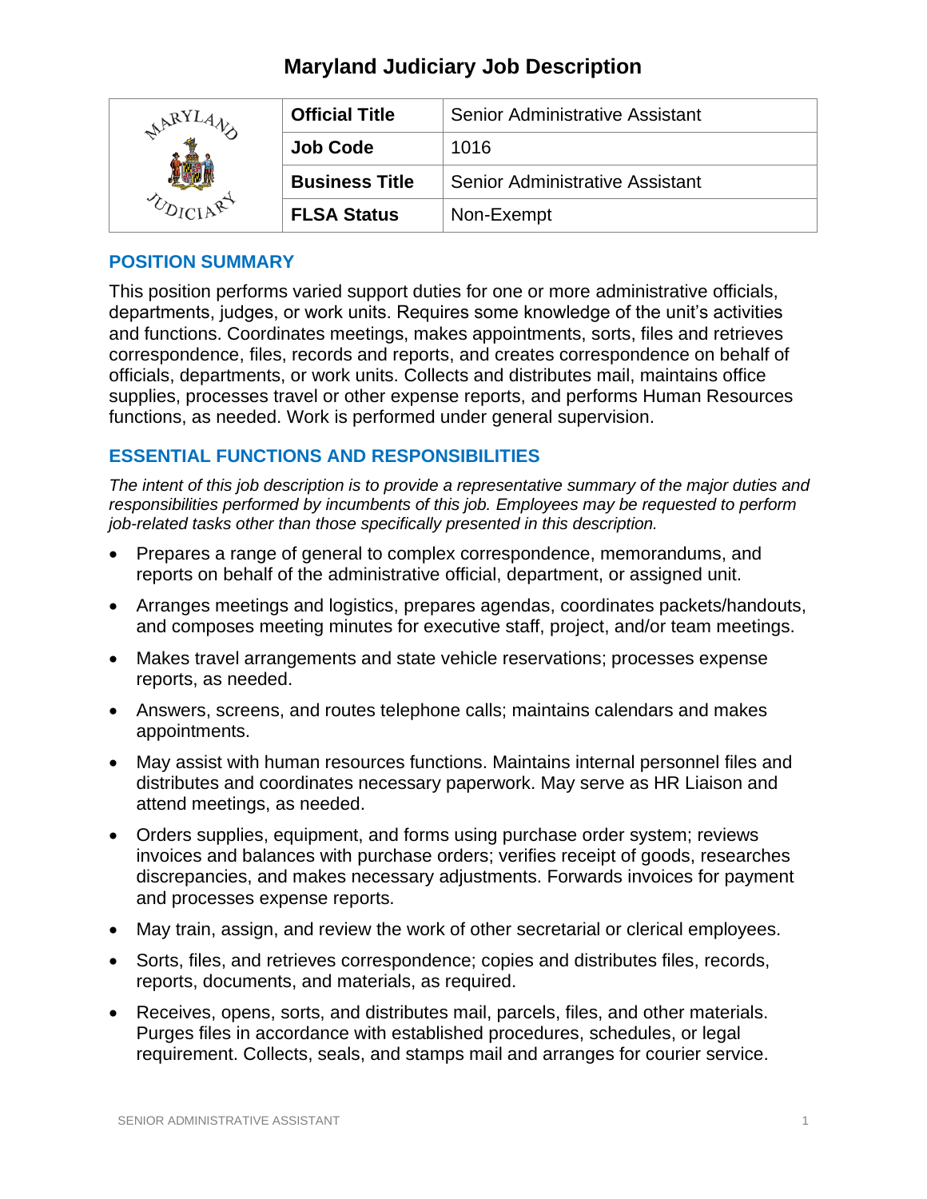# Maryland Judiciary Job Description

| | | |
|---|---|---|
| | **Official Title** | Senior Administrative Assistant |
| | **Job Code** | 1016 |
| | **Business Title** | Senior Administrative Assistant |
| | **FLSA Status** | Non-Exempt |

## POSITION SUMMARY

This position performs varied support duties for one or more administrative officials, departments, judges, or work units. Requires some knowledge of the unit's activities and functions. Coordinates meetings, makes appointments, sorts, files and retrieves correspondence, files, records and reports, and creates correspondence on behalf of officials, departments, or work units. Collects and distributes mail, maintains office supplies, processes travel or other expense reports, and performs Human Resources functions, as needed. Work is performed under general supervision.

## ESSENTIAL FUNCTIONS AND RESPONSIBILITIES

*The intent of this job description is to provide a representative summary of the major duties and responsibilities performed by incumbents of this job. Employees may be requested to perform job-related tasks other than those specifically presented in this description.*

- Prepares a range of general to complex correspondence, memorandums, and reports on behalf of the administrative official, department, or assigned unit.
- Arranges meetings and logistics, prepares agendas, coordinates packets/handouts, and composes meeting minutes for executive staff, project, and/or team meetings.
- Makes travel arrangements and state vehicle reservations; processes expense reports, as needed.
- Answers, screens, and routes telephone calls; maintains calendars and makes appointments.
- May assist with human resources functions. Maintains internal personnel files and distributes and coordinates necessary paperwork. May serve as HR Liaison and attend meetings, as needed.
- Orders supplies, equipment, and forms using purchase order system; reviews invoices and balances with purchase orders; verifies receipt of goods, researches discrepancies, and makes necessary adjustments. Forwards invoices for payment and processes expense reports.
- May train, assign, and review the work of other secretarial or clerical employees.
- Sorts, files, and retrieves correspondence; copies and distributes files, records, reports, documents, and materials, as required.
- Receives, opens, sorts, and distributes mail, parcels, files, and other materials. Purges files in accordance with established procedures, schedules, or legal requirement. Collects, seals, and stamps mail and arranges for courier service.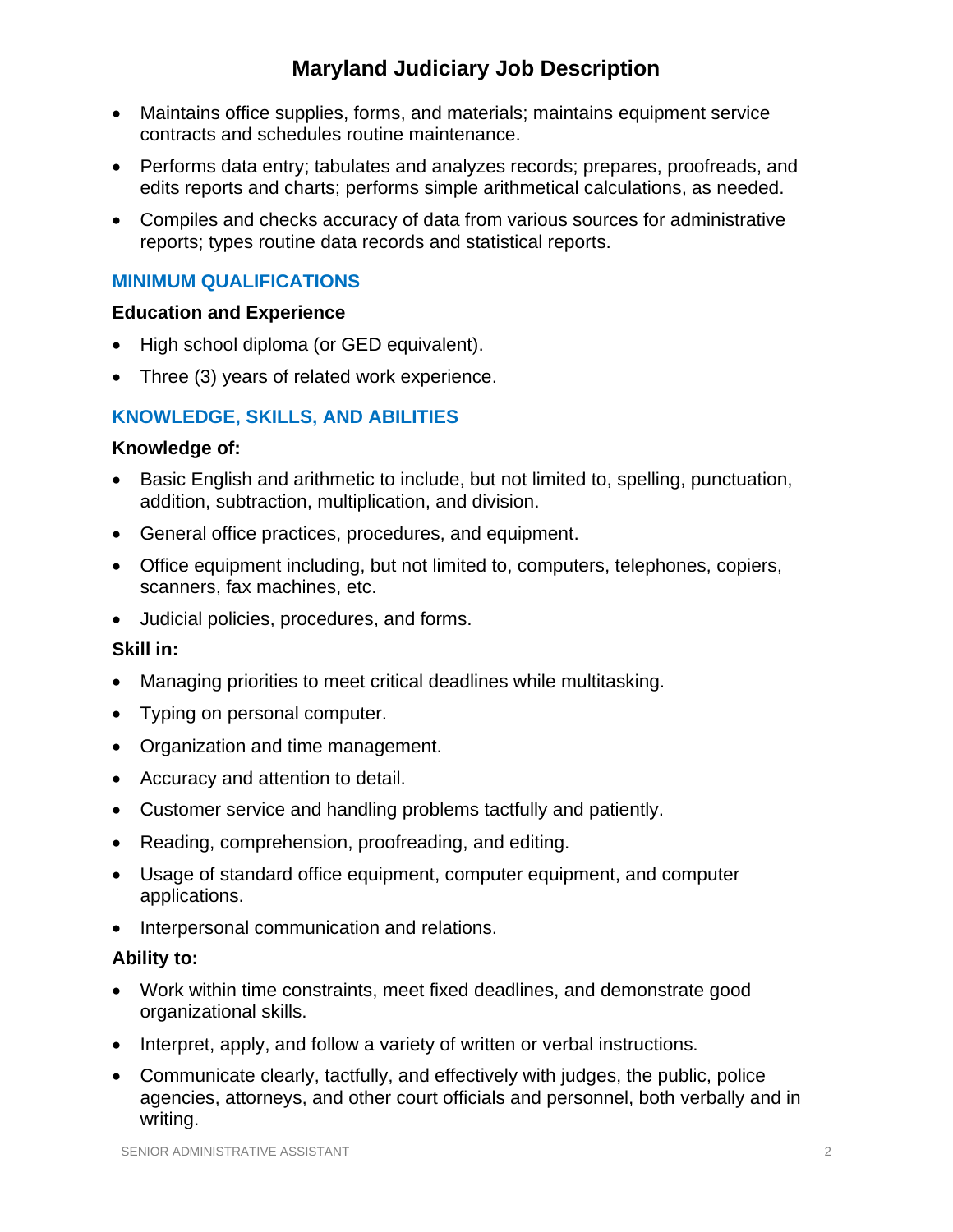- Maintains office supplies, forms, and materials; maintains equipment service contracts and schedules routine maintenance.
- Performs data entry; tabulates and analyzes records; prepares, proofreads, and edits reports and charts; performs simple arithmetical calculations, as needed.
- Compiles and checks accuracy of data from various sources for administrative reports; types routine data records and statistical reports.

## MINIMUM QUALIFICATIONS

### Education and Experience

- High school diploma (or GED equivalent).
- Three (3) years of related work experience.

## KNOWLEDGE, SKILLS, AND ABILITIES

### Knowledge of:

- Basic English and arithmetic to include, but not limited to, spelling, punctuation, addition, subtraction, multiplication, and division.
- General office practices, procedures, and equipment.
- Office equipment including, but not limited to, computers, telephones, copiers, scanners, fax machines, etc.
- Judicial policies, procedures, and forms.

### Skill in:

- Managing priorities to meet critical deadlines while multitasking.
- Typing on personal computer.
- Organization and time management.
- Accuracy and attention to detail.
- Customer service and handling problems tactfully and patiently.
- Reading, comprehension, proofreading, and editing.
- Usage of standard office equipment, computer equipment, and computer applications.
- Interpersonal communication and relations.

### Ability to:

- Work within time constraints, meet fixed deadlines, and demonstrate good organizational skills.
- Interpret, apply, and follow a variety of written or verbal instructions.
- Communicate clearly, tactfully, and effectively with judges, the public, police agencies, attorneys, and other court officials and personnel, both verbally and in writing.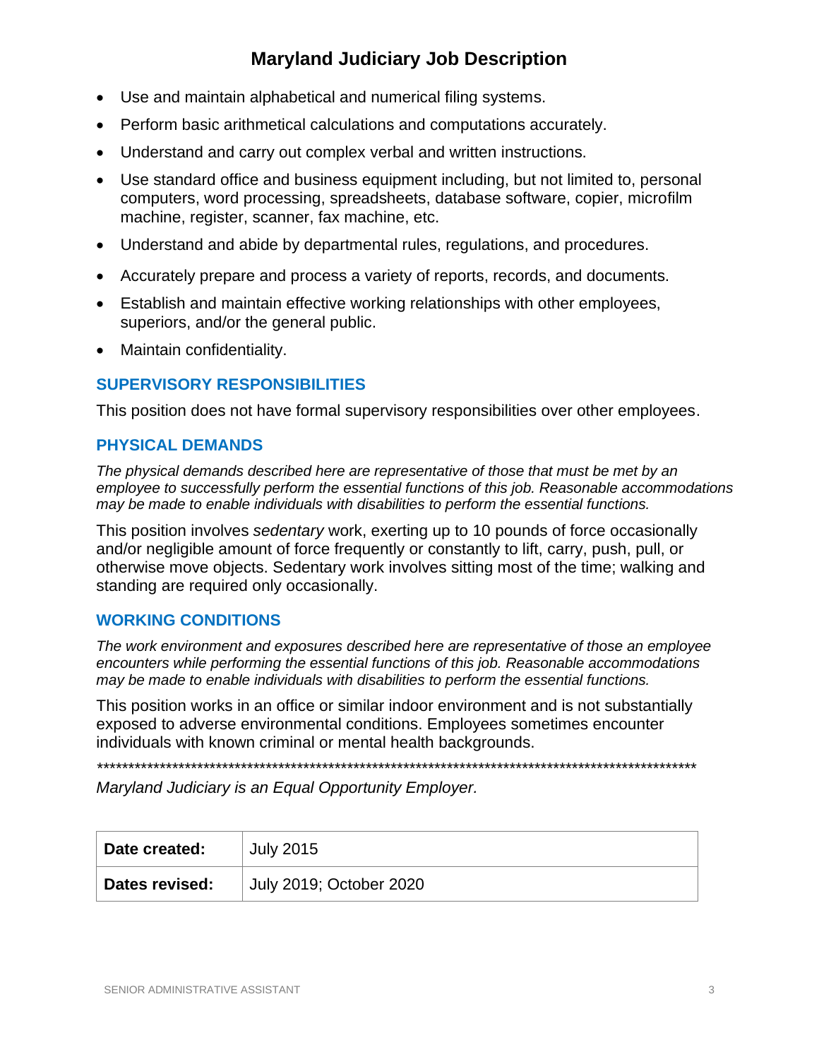- Use and maintain alphabetical and numerical filing systems.
- Perform basic arithmetical calculations and computations accurately.
- Understand and carry out complex verbal and written instructions.
- Use standard office and business equipment including, but not limited to, personal computers, word processing, spreadsheets, database software, copier, microfilm machine, register, scanner, fax machine, etc.
- Understand and abide by departmental rules, regulations, and procedures.
- Accurately prepare and process a variety of reports, records, and documents.
- Establish and maintain effective working relationships with other employees, superiors, and/or the general public.
- Maintain confidentiality.

## SUPERVISORY RESPONSIBILITIES

This position does not have formal supervisory responsibilities over other employees.

## PHYSICAL DEMANDS

*The physical demands described here are representative of those that must be met by an employee to successfully perform the essential functions of this job. Reasonable accommodations may be made to enable individuals with disabilities to perform the essential functions.*

This position involves *sedentary* work, exerting up to 10 pounds of force occasionally and/or negligible amount of force frequently or constantly to lift, carry, push, pull, or otherwise move objects. Sedentary work involves sitting most of the time; walking and standing are required only occasionally.

## WORKING CONDITIONS

*The work environment and exposures described here are representative of those an employee encounters while performing the essential functions of this job. Reasonable accommodations may be made to enable individuals with disabilities to perform the essential functions.*

This position works in an office or similar indoor environment and is not substantially exposed to adverse environmental conditions. Employees sometimes encounter individuals with known criminal or mental health backgrounds.

***************************************************************************************************

*Maryland Judiciary is an Equal Opportunity Employer.*

| | |
|---|---|
| **Date created:** | July 2015 |
| **Dates revised:** | July 2019; October 2020 |